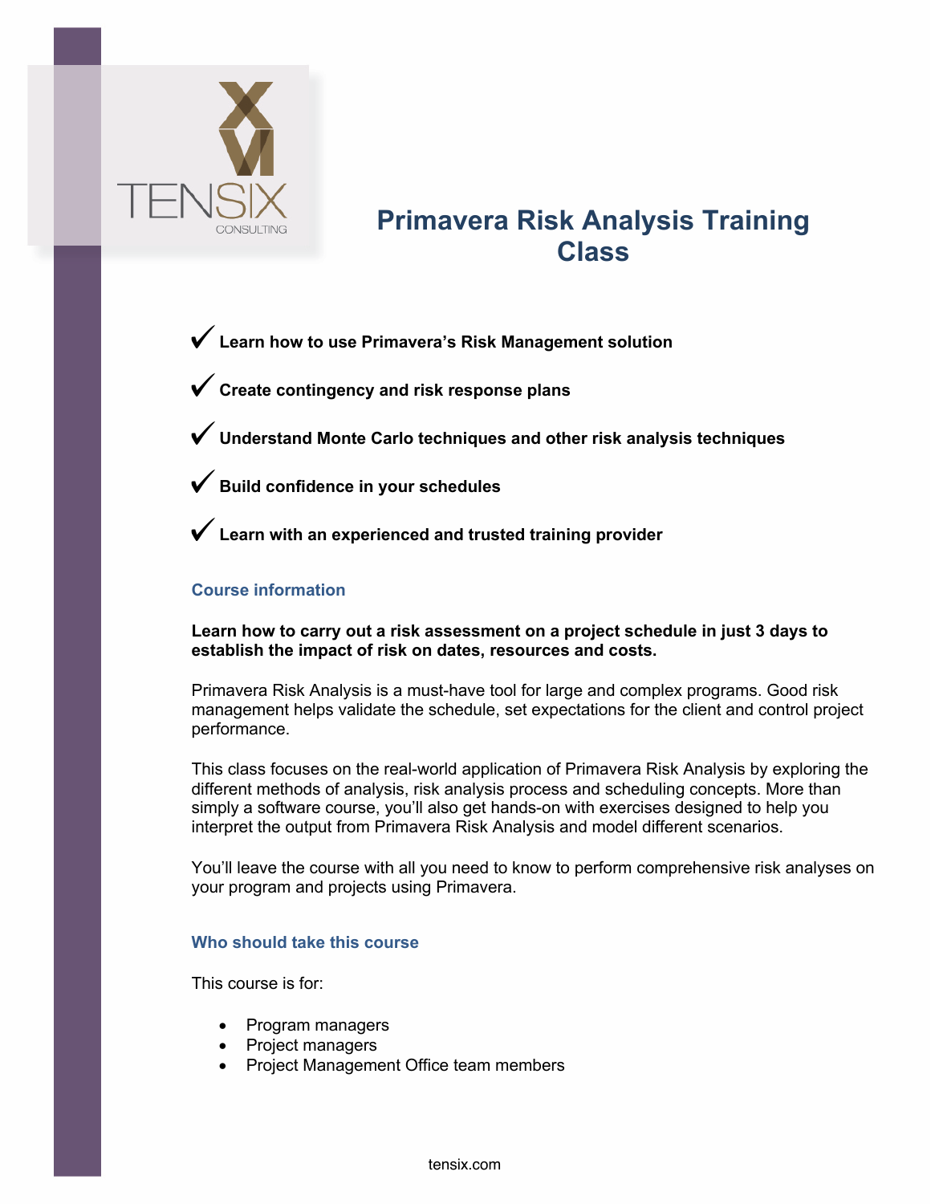# Primavera Risk Analysis Training Class

✔ **Learn how to use Primavera's Risk Management solution**

✔ **Create contingency and risk response plans**

✔ **Understand Monte Carlo techniques and other risk analysis techniques**

✔ **Build confidence in your schedules**

✔ **Learn with an experienced and trusted training provider**

## Course information

**Learn how to carry out a risk assessment on a project schedule in just 3 days to establish the impact of risk on dates, resources and costs.**

Primavera Risk Analysis is a must-have tool for large and complex programs. Good risk management helps validate the schedule, set expectations for the client and control project performance.

This class focuses on the real-world application of Primavera Risk Analysis by exploring the different methods of analysis, risk analysis process and scheduling concepts. More than simply a software course, you'll also get hands-on with exercises designed to help you interpret the output from Primavera Risk Analysis and model different scenarios.

You'll leave the course with all you need to know to perform comprehensive risk analyses on your program and projects using Primavera.

## Who should take this course

This course is for:

- Program managers
- Project managers
- Project Management Office team members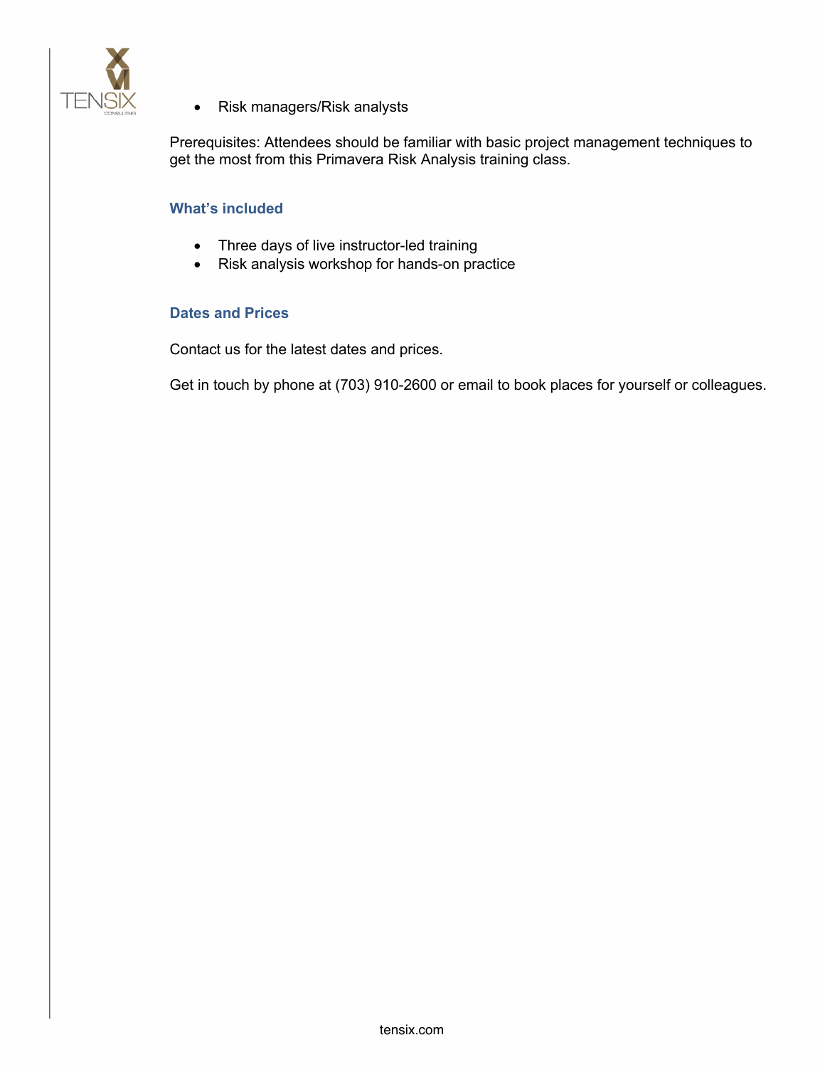- Risk managers/Risk analysts

Prerequisites: Attendees should be familiar with basic project management techniques to get the most from this Primavera Risk Analysis training class.

### What's included

- Three days of live instructor-led training
- Risk analysis workshop for hands-on practice

### Dates and Prices

Contact us for the latest dates and prices.

Get in touch by phone at (703) 910-2600 or email to book places for yourself or colleagues.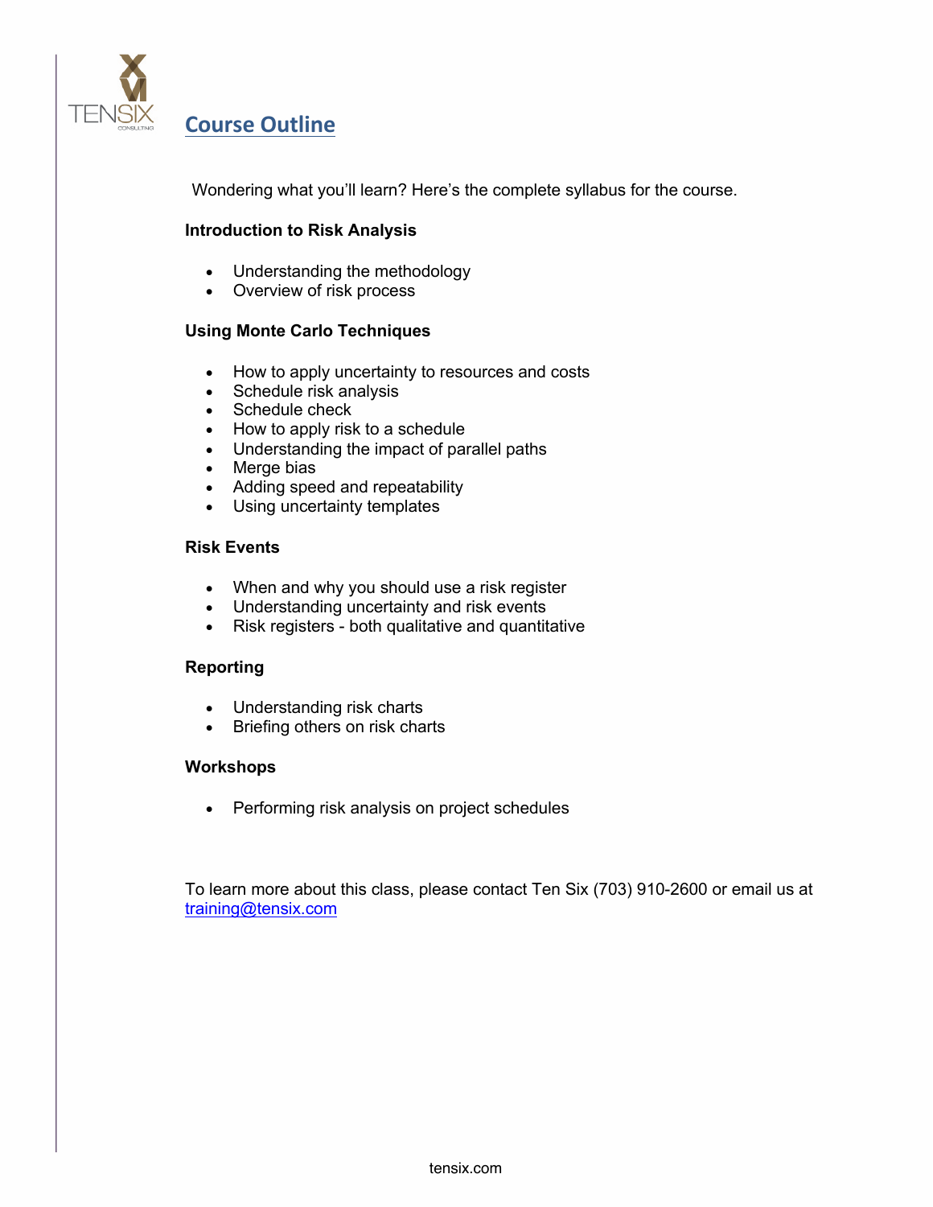## Course Outline

Wondering what you'll learn? Here's the complete syllabus for the course.

**Introduction to Risk Analysis**

- Understanding the methodology
- Overview of risk process

**Using Monte Carlo Techniques**

- How to apply uncertainty to resources and costs
- Schedule risk analysis
- Schedule check
- How to apply risk to a schedule
- Understanding the impact of parallel paths
- Merge bias
- Adding speed and repeatability
- Using uncertainty templates

**Risk Events**

- When and why you should use a risk register
- Understanding uncertainty and risk events
- Risk registers - both qualitative and quantitative

**Reporting**

- Understanding risk charts
- Briefing others on risk charts

**Workshops**

- Performing risk analysis on project schedules

To learn more about this class, please contact Ten Six (703) 910-2600 or email us at training@tensix.com